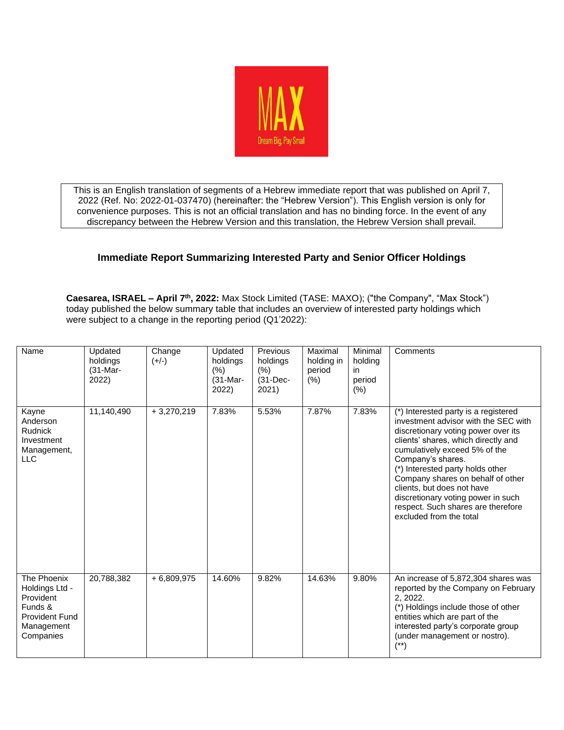This is an English translation of segments of a Hebrew immediate report that was published on April 7, 2022 (Ref. No: 2022-01-037470) (hereinafter: the "Hebrew Version"). This English version is only for convenience purposes. This is not an official translation and has no binding force. In the event of any discrepancy between the Hebrew Version and this translation, the Hebrew Version shall prevail.

## Immediate Report Summarizing Interested Party and Senior Officer Holdings

**Caesarea, ISRAEL – April 7th, 2022:** Max Stock Limited (TASE: MAXO); ("the Company", "Max Stock") today published the below summary table that includes an overview of interested party holdings which were subject to a change in the reporting period (Q1'2022):

| Name | Updated holdings (31-Mar-2022) | Change (+/-) | Updated holdings (%) (31-Mar-2022) | Previous holdings (%) (31-Dec-2021) | Maximal holding in period (%) | Minimal holding in period (%) | Comments |
|---|---|---|---|---|---|---|---|
| Kayne Anderson Rudnick Investment Management, LLC | 11,140,490 | + 3,270,219 | 7.83% | 5.53% | 7.87% | 7.83% | (*) Interested party is a registered investment advisor with the SEC with discretionary voting power over its clients' shares, which directly and cumulatively exceed 5% of the Company's shares. (*) Interested party holds other Company shares on behalf of other clients, but does not have discretionary voting power in such respect. Such shares are therefore excluded from the total |
| The Phoenix Holdings Ltd - Provident Funds & Provident Fund Management Companies | 20,788,382 | + 6,809,975 | 14.60% | 9.82% | 14.63% | 9.80% | An increase of 5,872,304 shares was reported by the Company on February 2, 2022. (*) Holdings include those of other entities which are part of the interested party's corporate group (under management or nostro). (**) |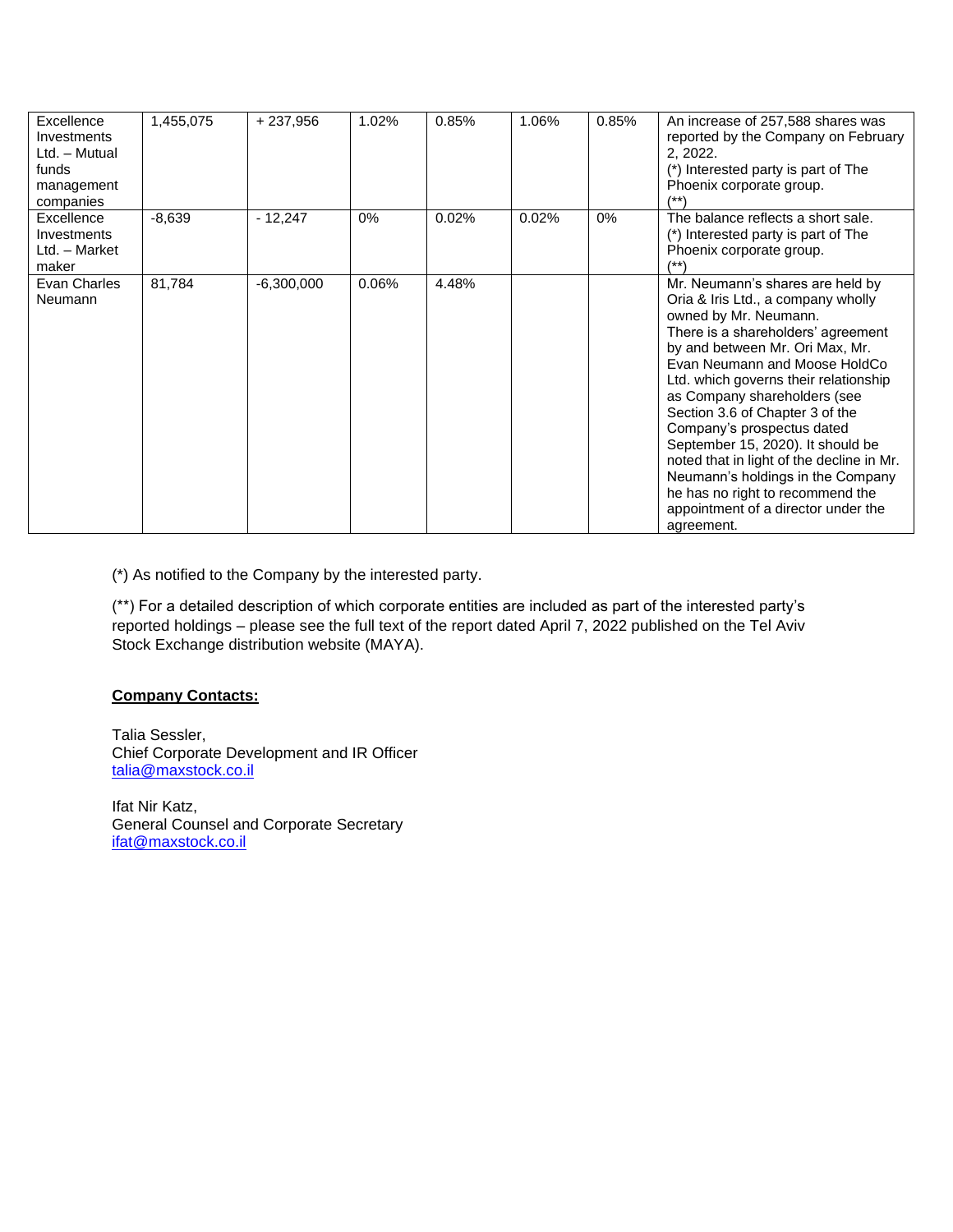| | | | | | | | |
|---|---|---|---|---|---|---|---|
| Excellence Investments Ltd. – Mutual funds management companies | 1,455,075 | + 237,956 | 1.02% | 0.85% | 1.06% | 0.85% | An increase of 257,588 shares was reported by the Company on February 2, 2022.<br>(*) Interested party is part of The Phoenix corporate group.<br>(**) |
| Excellence Investments Ltd. – Market maker | -8,639 | - 12,247 | 0% | 0.02% | 0.02% | 0% | The balance reflects a short sale.<br>(*) Interested party is part of The Phoenix corporate group.<br>(**) |
| Evan Charles Neumann | 81,784 | -6,300,000 | 0.06% | 4.48% | | | Mr. Neumann's shares are held by Oria & Iris Ltd., a company wholly owned by Mr. Neumann.<br>There is a shareholders' agreement by and between Mr. Ori Max, Mr. Evan Neumann and Moose HoldCo Ltd. which governs their relationship as Company shareholders (see Section 3.6 of Chapter 3 of the Company's prospectus dated September 15, 2020). It should be noted that in light of the decline in Mr. Neumann's holdings in the Company he has no right to recommend the appointment of a director under the agreement. |

(*) As notified to the Company by the interested party.

(**) For a detailed description of which corporate entities are included as part of the interested party's reported holdings – please see the full text of the report dated April 7, 2022 published on the Tel Aviv Stock Exchange distribution website (MAYA).

**Company Contacts:**

Talia Sessler,
Chief Corporate Development and IR Officer
talia@maxstock.co.il

Ifat Nir Katz,
General Counsel and Corporate Secretary
ifat@maxstock.co.il